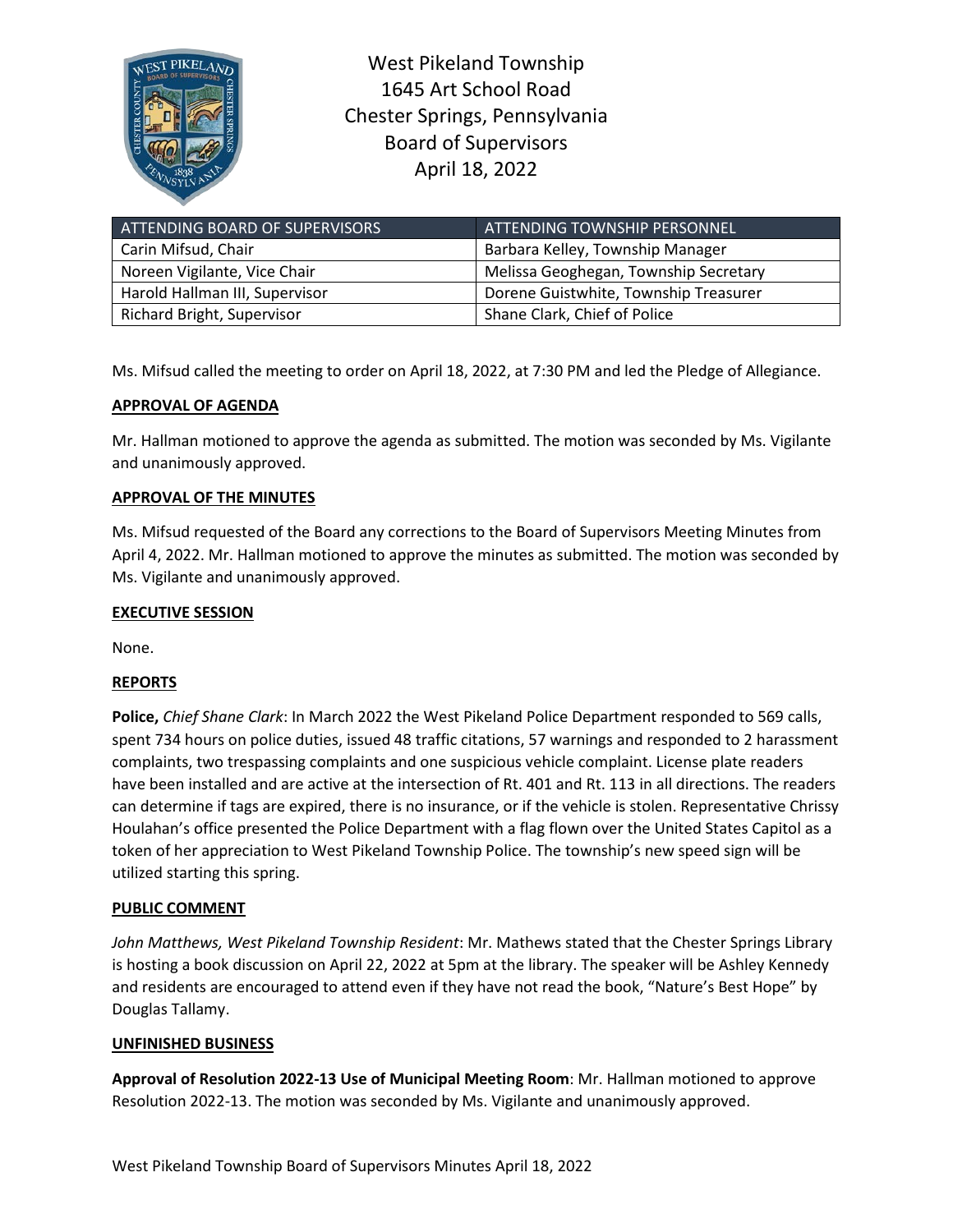West Pikeland Township
1645 Art School Road
Chester Springs, Pennsylvania
Board of Supervisors
April 18, 2022

| ATTENDING BOARD OF SUPERVISORS | ATTENDING TOWNSHIP PERSONNEL |
| --- | --- |
| Carin Mifsud, Chair | Barbara Kelley, Township Manager |
| Noreen Vigilante, Vice Chair | Melissa Geoghegan, Township Secretary |
| Harold Hallman III, Supervisor | Dorene Guistwhite, Township Treasurer |
| Richard Bright, Supervisor | Shane Clark, Chief of Police |

Ms. Mifsud called the meeting to order on April 18, 2022, at 7:30 PM and led the Pledge of Allegiance.

**APPROVAL OF AGENDA**

Mr. Hallman motioned to approve the agenda as submitted. The motion was seconded by Ms. Vigilante and unanimously approved.

**APPROVAL OF THE MINUTES**

Ms. Mifsud requested of the Board any corrections to the Board of Supervisors Meeting Minutes from April 4, 2022. Mr. Hallman motioned to approve the minutes as submitted. The motion was seconded by Ms. Vigilante and unanimously approved.

**EXECUTIVE SESSION**

None.

**REPORTS**

**Police,** *Chief Shane Clark*: In March 2022 the West Pikeland Police Department responded to 569 calls, spent 734 hours on police duties, issued 48 traffic citations, 57 warnings and responded to 2 harassment complaints, two trespassing complaints and one suspicious vehicle complaint. License plate readers have been installed and are active at the intersection of Rt. 401 and Rt. 113 in all directions. The readers can determine if tags are expired, there is no insurance, or if the vehicle is stolen. Representative Chrissy Houlahan's office presented the Police Department with a flag flown over the United States Capitol as a token of her appreciation to West Pikeland Township Police. The township's new speed sign will be utilized starting this spring.

**PUBLIC COMMENT**

*John Matthews, West Pikeland Township Resident*: Mr. Mathews stated that the Chester Springs Library is hosting a book discussion on April 22, 2022 at 5pm at the library. The speaker will be Ashley Kennedy and residents are encouraged to attend even if they have not read the book, "Nature's Best Hope" by Douglas Tallamy.

**UNFINISHED BUSINESS**

**Approval of Resolution 2022-13 Use of Municipal Meeting Room**: Mr. Hallman motioned to approve Resolution 2022-13. The motion was seconded by Ms. Vigilante and unanimously approved.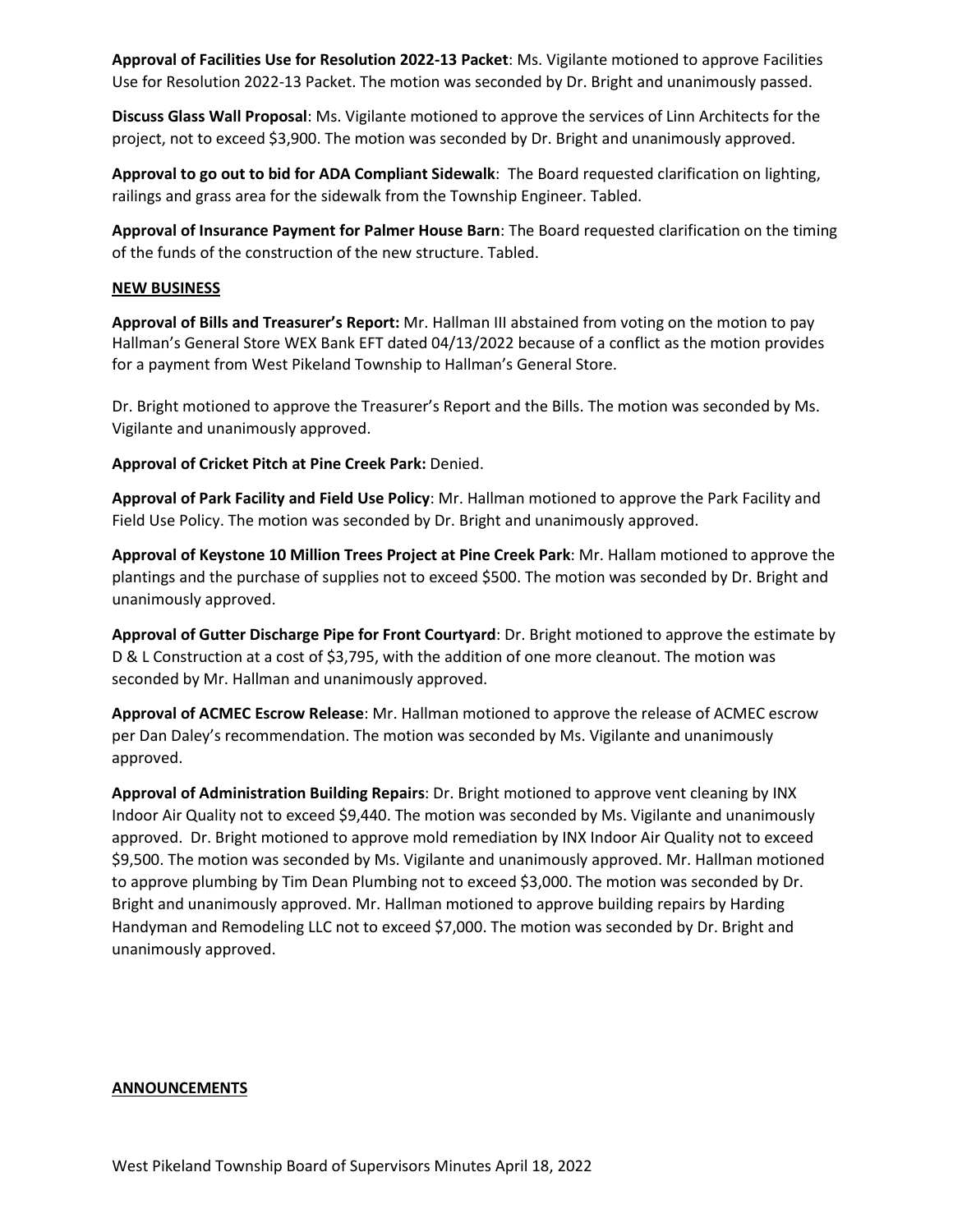**Approval of Facilities Use for Resolution 2022-13 Packet**: Ms. Vigilante motioned to approve Facilities Use for Resolution 2022-13 Packet. The motion was seconded by Dr. Bright and unanimously passed.

**Discuss Glass Wall Proposal**: Ms. Vigilante motioned to approve the services of Linn Architects for the project, not to exceed $3,900. The motion was seconded by Dr. Bright and unanimously approved.

**Approval to go out to bid for ADA Compliant Sidewalk**: The Board requested clarification on lighting, railings and grass area for the sidewalk from the Township Engineer. Tabled.

**Approval of Insurance Payment for Palmer House Barn**: The Board requested clarification on the timing of the funds of the construction of the new structure. Tabled.

## NEW BUSINESS

**Approval of Bills and Treasurer's Report:** Mr. Hallman III abstained from voting on the motion to pay Hallman's General Store WEX Bank EFT dated 04/13/2022 because of a conflict as the motion provides for a payment from West Pikeland Township to Hallman's General Store.

Dr. Bright motioned to approve the Treasurer's Report and the Bills. The motion was seconded by Ms. Vigilante and unanimously approved.

**Approval of Cricket Pitch at Pine Creek Park:** Denied.

**Approval of Park Facility and Field Use Policy**: Mr. Hallman motioned to approve the Park Facility and Field Use Policy. The motion was seconded by Dr. Bright and unanimously approved.

**Approval of Keystone 10 Million Trees Project at Pine Creek Park**: Mr. Hallam motioned to approve the plantings and the purchase of supplies not to exceed $500. The motion was seconded by Dr. Bright and unanimously approved.

**Approval of Gutter Discharge Pipe for Front Courtyard**: Dr. Bright motioned to approve the estimate by D & L Construction at a cost of $3,795, with the addition of one more cleanout. The motion was seconded by Mr. Hallman and unanimously approved.

**Approval of ACMEC Escrow Release**: Mr. Hallman motioned to approve the release of ACMEC escrow per Dan Daley's recommendation. The motion was seconded by Ms. Vigilante and unanimously approved.

**Approval of Administration Building Repairs**: Dr. Bright motioned to approve vent cleaning by INX Indoor Air Quality not to exceed $9,440. The motion was seconded by Ms. Vigilante and unanimously approved. Dr. Bright motioned to approve mold remediation by INX Indoor Air Quality not to exceed $9,500. The motion was seconded by Ms. Vigilante and unanimously approved. Mr. Hallman motioned to approve plumbing by Tim Dean Plumbing not to exceed $3,000. The motion was seconded by Dr. Bright and unanimously approved. Mr. Hallman motioned to approve building repairs by Harding Handyman and Remodeling LLC not to exceed $7,000. The motion was seconded by Dr. Bright and unanimously approved.

## ANNOUNCEMENTS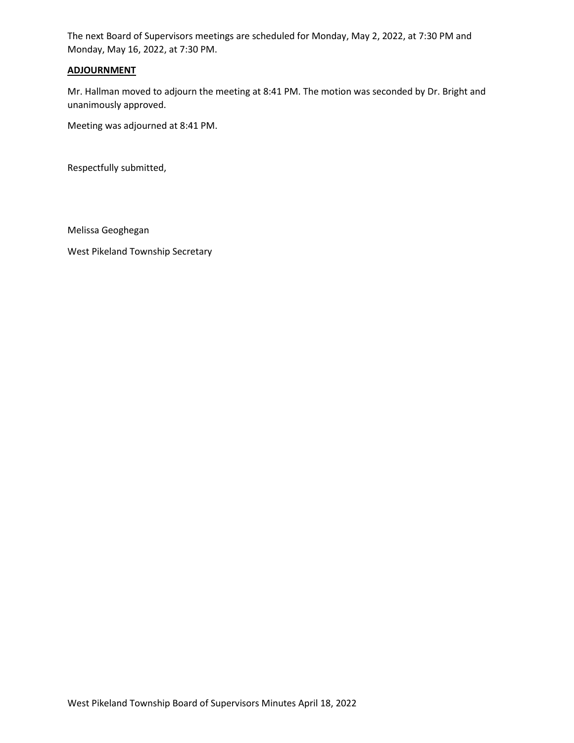The next Board of Supervisors meetings are scheduled for Monday, May 2, 2022, at 7:30 PM and Monday, May 16, 2022, at 7:30 PM.

## ADJOURNMENT

Mr. Hallman moved to adjourn the meeting at 8:41 PM. The motion was seconded by Dr. Bright and unanimously approved.

Meeting was adjourned at 8:41 PM.

Respectfully submitted,

Melissa Geoghegan

West Pikeland Township Secretary